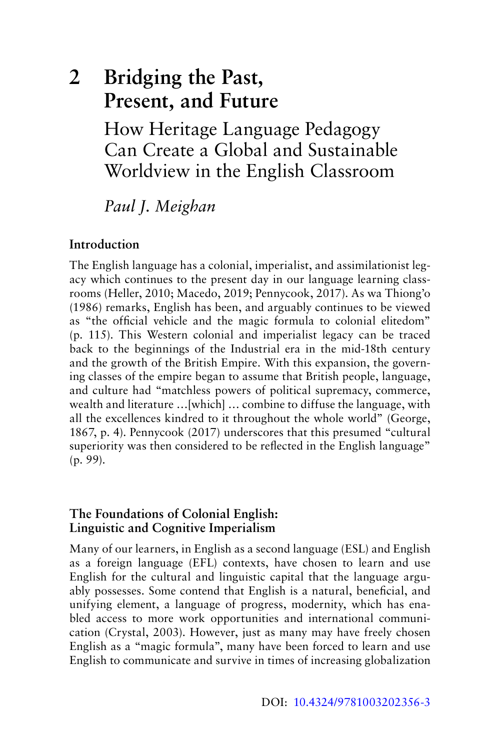# 2 Bridging the Past, Present, and Future

## How Heritage Language Pedagogy Can Create a Global and Sustainable Worldview in the English Classroom

*Paul J. Meighan*

### Introduction

The English language has a colonial, imperialist, and assimilationist legacy which continues to the present day in our language learning classrooms (Heller, 2010; Macedo, 2019; Pennycook, 2017). As wa Thiong'o (1986) remarks, English has been, and arguably continues to be viewed as "the official vehicle and the magic formula to colonial elitedom" (p. 115). This Western colonial and imperialist legacy can be traced back to the beginnings of the Industrial era in the mid-18th century and the growth of the British Empire. With this expansion, the governing classes of the empire began to assume that British people, language, and culture had "matchless powers of political supremacy, commerce, wealth and literature …[which] … combine to diffuse the language, with all the excellences kindred to it throughout the whole world" (George, 1867, p. 4). Pennycook (2017) underscores that this presumed "cultural superiority was then considered to be reflected in the English language" (p. 99).

### The Foundations of Colonial English: Linguistic and Cognitive Imperialism

Many of our learners, in English as a second language (ESL) and English as a foreign language (EFL) contexts, have chosen to learn and use English for the cultural and linguistic capital that the language arguably possesses. Some contend that English is a natural, beneficial, and unifying element, a language of progress, modernity, which has enabled access to more work opportunities and international communication (Crystal, 2003). However, just as many may have freely chosen English as a "magic formula", many have been forced to learn and use English to communicate and survive in times of increasing globalization

DOI: 10.4324/9781003202356-3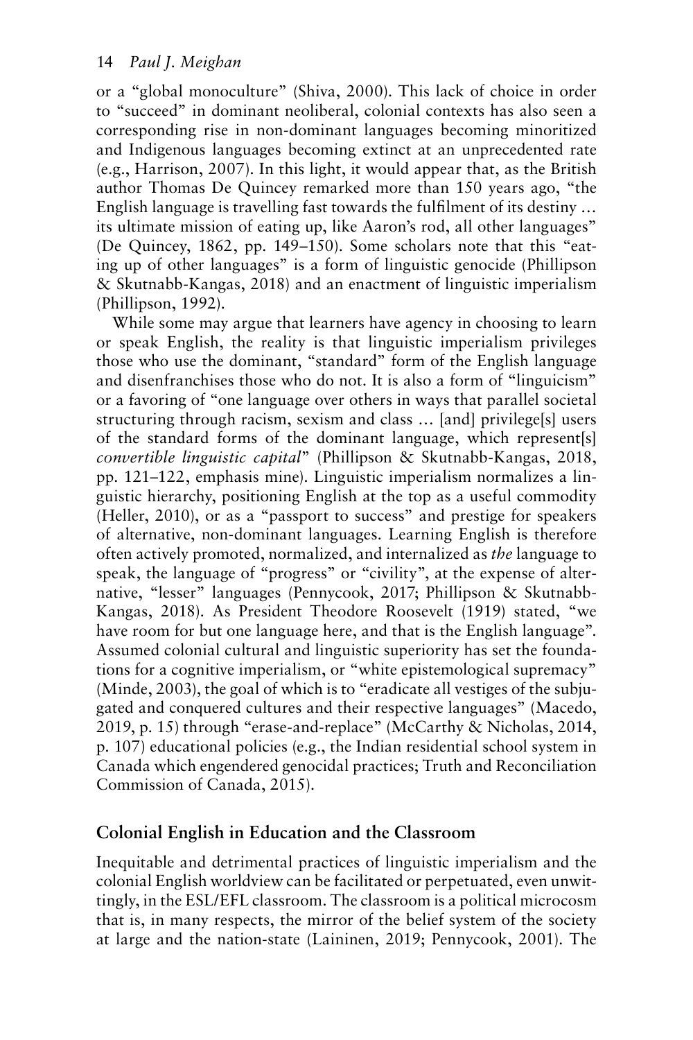or a "global monoculture" (Shiva, 2000). This lack of choice in order to "succeed" in dominant neoliberal, colonial contexts has also seen a corresponding rise in non-dominant languages becoming minoritized and Indigenous languages becoming extinct at an unprecedented rate (e.g., Harrison, 2007). In this light, it would appear that, as the British author Thomas De Quincey remarked more than 150 years ago, "the English language is travelling fast towards the fulfilment of its destiny … its ultimate mission of eating up, like Aaron's rod, all other languages" (De Quincey, 1862, pp. 149–150). Some scholars note that this "eating up of other languages" is a form of linguistic genocide (Phillipson & Skutnabb-Kangas, 2018) and an enactment of linguistic imperialism (Phillipson, 1992).

While some may argue that learners have agency in choosing to learn or speak English, the reality is that linguistic imperialism privileges those who use the dominant, "standard" form of the English language and disenfranchises those who do not. It is also a form of "linguicism" or a favoring of "one language over others in ways that parallel societal structuring through racism, sexism and class … [and] privilege[s] users of the standard forms of the dominant language, which represent[s] *convertible linguistic capital*" (Phillipson & Skutnabb-Kangas, 2018, pp. 121–122, emphasis mine). Linguistic imperialism normalizes a linguistic hierarchy, positioning English at the top as a useful commodity (Heller, 2010), or as a "passport to success" and prestige for speakers of alternative, non-dominant languages. Learning English is therefore often actively promoted, normalized, and internalized as *the* language to speak, the language of "progress" or "civility", at the expense of alternative, "lesser" languages (Pennycook, 2017; Phillipson & Skutnabb-Kangas, 2018). As President Theodore Roosevelt (1919) stated, "we have room for but one language here, and that is the English language". Assumed colonial cultural and linguistic superiority has set the foundations for a cognitive imperialism, or "white epistemological supremacy" (Minde, 2003), the goal of which is to "eradicate all vestiges of the subjugated and conquered cultures and their respective languages" (Macedo, 2019, p. 15) through "erase-and-replace" (McCarthy & Nicholas, 2014, p. 107) educational policies (e.g., the Indian residential school system in Canada which engendered genocidal practices; Truth and Reconciliation Commission of Canada, 2015).

## Colonial English in Education and the Classroom

Inequitable and detrimental practices of linguistic imperialism and the colonial English worldview can be facilitated or perpetuated, even unwittingly, in the ESL/EFL classroom. The classroom is a political microcosm that is, in many respects, the mirror of the belief system of the society at large and the nation-state (Laininen, 2019; Pennycook, 2001). The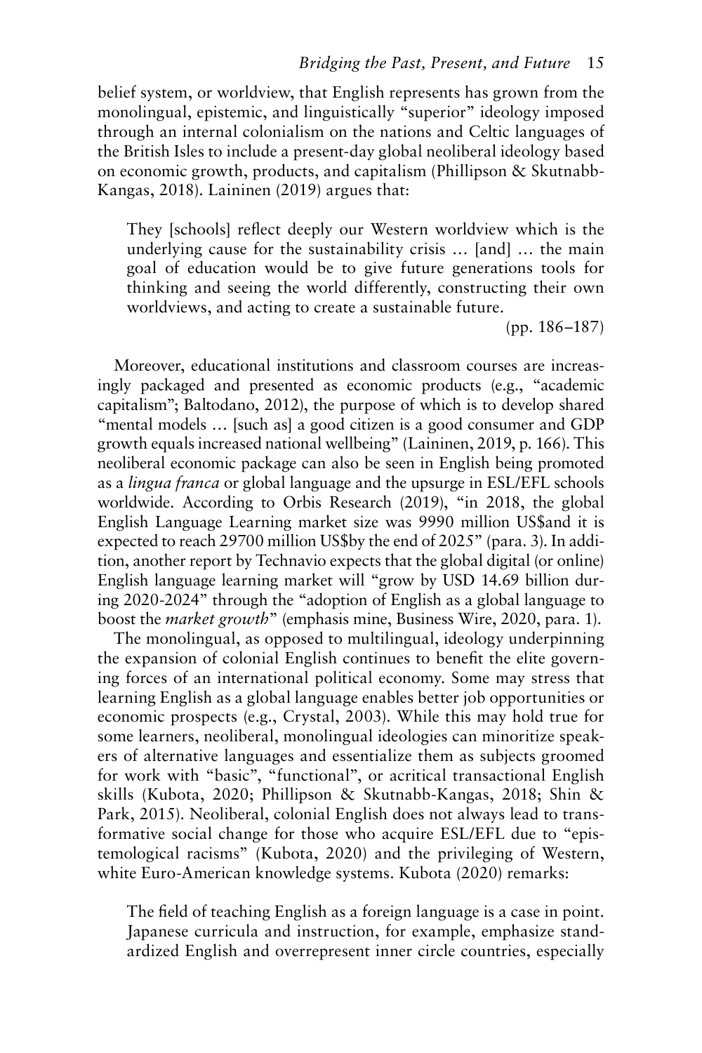belief system, or worldview, that English represents has grown from the monolingual, epistemic, and linguistically "superior" ideology imposed through an internal colonialism on the nations and Celtic languages of the British Isles to include a present-day global neoliberal ideology based on economic growth, products, and capitalism (Phillipson & Skutnabb-Kangas, 2018). Laininen (2019) argues that:

> They [schools] reflect deeply our Western worldview which is the underlying cause for the sustainability crisis … [and] … the main goal of education would be to give future generations tools for thinking and seeing the world differently, constructing their own worldviews, and acting to create a sustainable future.
>
> (pp. 186–187)

Moreover, educational institutions and classroom courses are increasingly packaged and presented as economic products (e.g., "academic capitalism"; Baltodano, 2012), the purpose of which is to develop shared "mental models … [such as] a good citizen is a good consumer and GDP growth equals increased national wellbeing" (Laininen, 2019, p. 166). This neoliberal economic package can also be seen in English being promoted as a *lingua franca* or global language and the upsurge in ESL/EFL schools worldwide. According to Orbis Research (2019), "in 2018, the global English Language Learning market size was 9990 million US$and it is expected to reach 29700 million US$by the end of 2025" (para. 3). In addition, another report by Technavio expects that the global digital (or online) English language learning market will "grow by USD 14.69 billion during 2020-2024" through the "adoption of English as a global language to boost the *market growth*" (emphasis mine, Business Wire, 2020, para. 1).

The monolingual, as opposed to multilingual, ideology underpinning the expansion of colonial English continues to benefit the elite governing forces of an international political economy. Some may stress that learning English as a global language enables better job opportunities or economic prospects (e.g., Crystal, 2003). While this may hold true for some learners, neoliberal, monolingual ideologies can minoritize speakers of alternative languages and essentialize them as subjects groomed for work with "basic", "functional", or acritical transactional English skills (Kubota, 2020; Phillipson & Skutnabb-Kangas, 2018; Shin & Park, 2015). Neoliberal, colonial English does not always lead to transformative social change for those who acquire ESL/EFL due to "epistemological racisms" (Kubota, 2020) and the privileging of Western, white Euro-American knowledge systems. Kubota (2020) remarks:

> The field of teaching English as a foreign language is a case in point. Japanese curricula and instruction, for example, emphasize standardized English and overrepresent inner circle countries, especially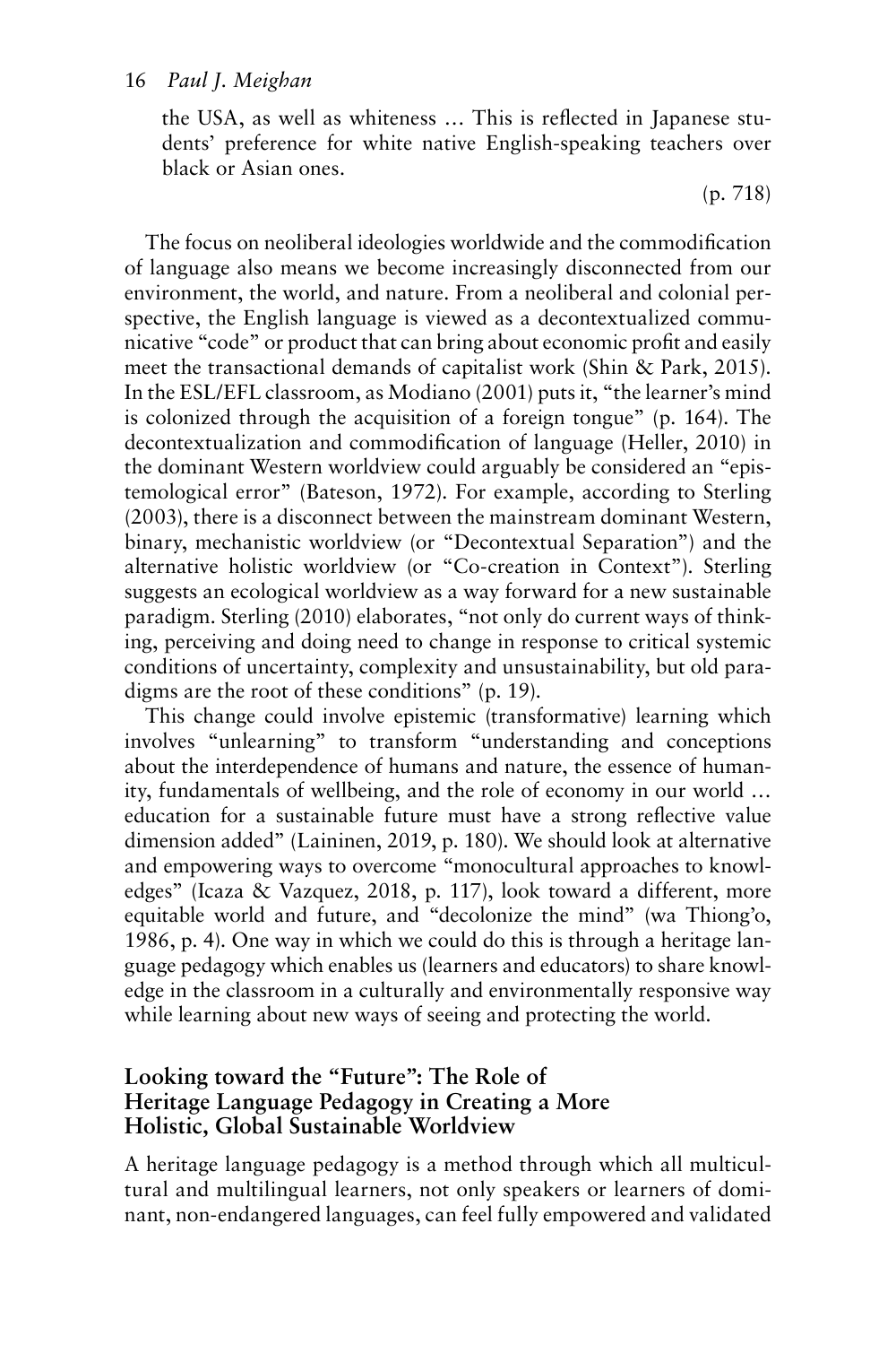> the USA, as well as whiteness … This is reflected in Japanese students' preference for white native English-speaking teachers over black or Asian ones.
>
> (p. 718)

The focus on neoliberal ideologies worldwide and the commodification of language also means we become increasingly disconnected from our environment, the world, and nature. From a neoliberal and colonial perspective, the English language is viewed as a decontextualized communicative "code" or product that can bring about economic profit and easily meet the transactional demands of capitalist work (Shin & Park, 2015). In the ESL/EFL classroom, as Modiano (2001) puts it, "the learner's mind is colonized through the acquisition of a foreign tongue" (p. 164). The decontextualization and commodification of language (Heller, 2010) in the dominant Western worldview could arguably be considered an "epistemological error" (Bateson, 1972). For example, according to Sterling (2003), there is a disconnect between the mainstream dominant Western, binary, mechanistic worldview (or "Decontextual Separation") and the alternative holistic worldview (or "Co-creation in Context"). Sterling suggests an ecological worldview as a way forward for a new sustainable paradigm. Sterling (2010) elaborates, "not only do current ways of thinking, perceiving and doing need to change in response to critical systemic conditions of uncertainty, complexity and unsustainability, but old paradigms are the root of these conditions" (p. 19).

This change could involve epistemic (transformative) learning which involves "unlearning" to transform "understanding and conceptions about the interdependence of humans and nature, the essence of humanity, fundamentals of wellbeing, and the role of economy in our world … education for a sustainable future must have a strong reflective value dimension added" (Laininen, 2019, p. 180). We should look at alternative and empowering ways to overcome "monocultural approaches to knowledges" (Icaza & Vazquez, 2018, p. 117), look toward a different, more equitable world and future, and "decolonize the mind" (wa Thiong'o, 1986, p. 4). One way in which we could do this is through a heritage language pedagogy which enables us (learners and educators) to share knowledge in the classroom in a culturally and environmentally responsive way while learning about new ways of seeing and protecting the world.

## Looking toward the "Future": The Role of Heritage Language Pedagogy in Creating a More Holistic, Global Sustainable Worldview

A heritage language pedagogy is a method through which all multicultural and multilingual learners, not only speakers or learners of dominant, non-endangered languages, can feel fully empowered and validated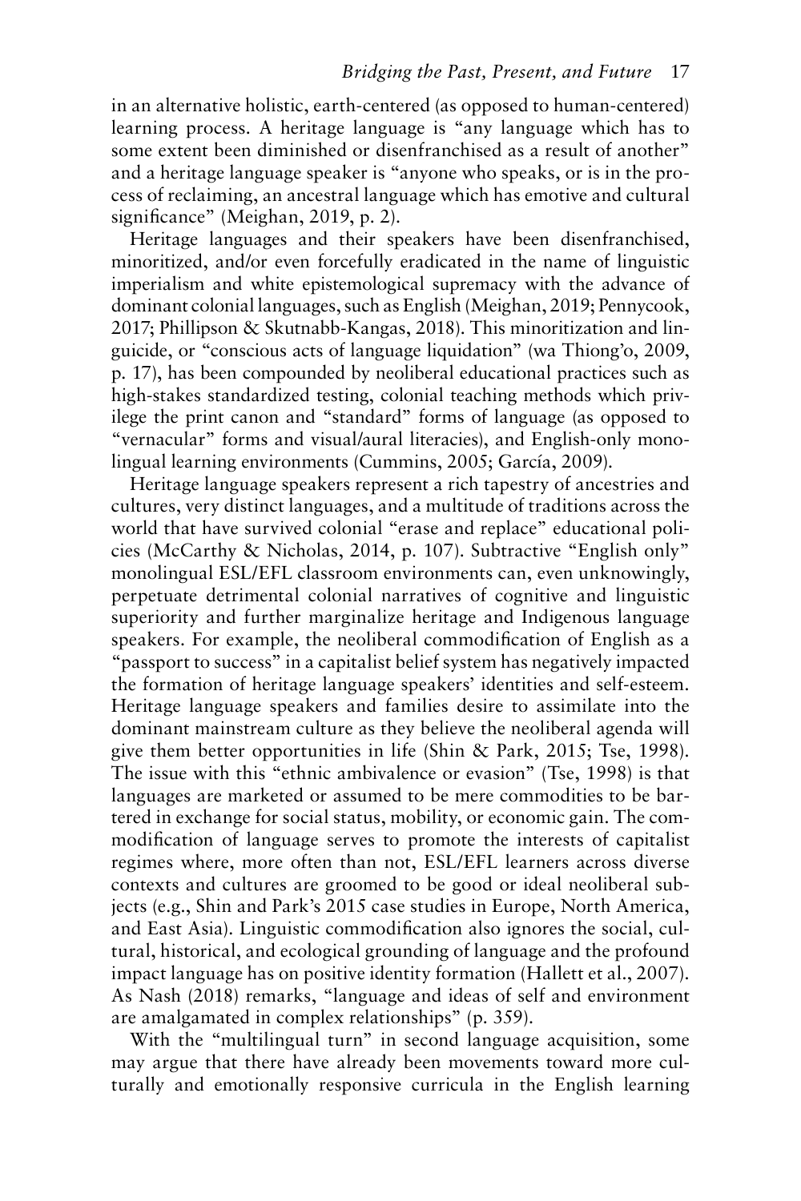in an alternative holistic, earth-centered (as opposed to human-centered) learning process. A heritage language is "any language which has to some extent been diminished or disenfranchised as a result of another" and a heritage language speaker is "anyone who speaks, or is in the process of reclaiming, an ancestral language which has emotive and cultural significance" (Meighan, 2019, p. 2).

Heritage languages and their speakers have been disenfranchised, minoritized, and/or even forcefully eradicated in the name of linguistic imperialism and white epistemological supremacy with the advance of dominant colonial languages, such as English (Meighan, 2019; Pennycook, 2017; Phillipson & Skutnabb-Kangas, 2018). This minoritization and linguicide, or "conscious acts of language liquidation" (wa Thiong'o, 2009, p. 17), has been compounded by neoliberal educational practices such as high-stakes standardized testing, colonial teaching methods which privilege the print canon and "standard" forms of language (as opposed to "vernacular" forms and visual/aural literacies), and English-only monolingual learning environments (Cummins, 2005; García, 2009).

Heritage language speakers represent a rich tapestry of ancestries and cultures, very distinct languages, and a multitude of traditions across the world that have survived colonial "erase and replace" educational policies (McCarthy & Nicholas, 2014, p. 107). Subtractive "English only" monolingual ESL/EFL classroom environments can, even unknowingly, perpetuate detrimental colonial narratives of cognitive and linguistic superiority and further marginalize heritage and Indigenous language speakers. For example, the neoliberal commodification of English as a "passport to success" in a capitalist belief system has negatively impacted the formation of heritage language speakers' identities and self-esteem. Heritage language speakers and families desire to assimilate into the dominant mainstream culture as they believe the neoliberal agenda will give them better opportunities in life (Shin & Park, 2015; Tse, 1998). The issue with this "ethnic ambivalence or evasion" (Tse, 1998) is that languages are marketed or assumed to be mere commodities to be bartered in exchange for social status, mobility, or economic gain. The commodification of language serves to promote the interests of capitalist regimes where, more often than not, ESL/EFL learners across diverse contexts and cultures are groomed to be good or ideal neoliberal subjects (e.g., Shin and Park's 2015 case studies in Europe, North America, and East Asia). Linguistic commodification also ignores the social, cultural, historical, and ecological grounding of language and the profound impact language has on positive identity formation (Hallett et al., 2007). As Nash (2018) remarks, "language and ideas of self and environment are amalgamated in complex relationships" (p. 359).

With the "multilingual turn" in second language acquisition, some may argue that there have already been movements toward more culturally and emotionally responsive curricula in the English learning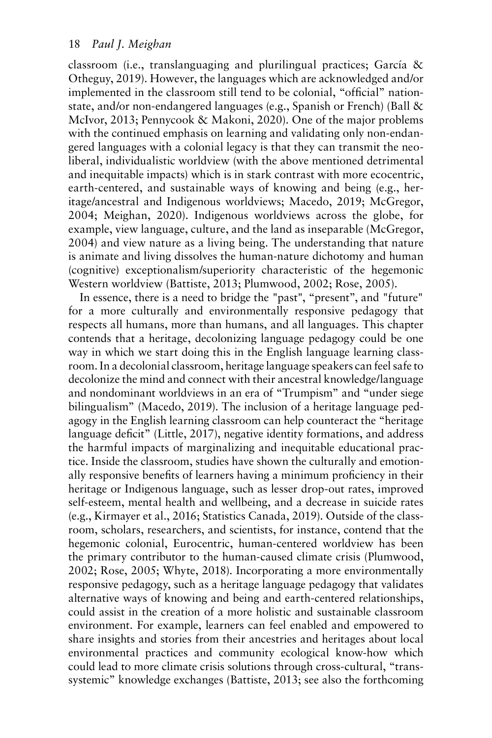classroom (i.e., translanguaging and plurilingual practices; García & Otheguy, 2019). However, the languages which are acknowledged and/or implemented in the classroom still tend to be colonial, "official" nation-state, and/or non-endangered languages (e.g., Spanish or French) (Ball & McIvor, 2013; Pennycook & Makoni, 2020). One of the major problems with the continued emphasis on learning and validating only non-endangered languages with a colonial legacy is that they can transmit the neoliberal, individualistic worldview (with the above mentioned detrimental and inequitable impacts) which is in stark contrast with more ecocentric, earth-centered, and sustainable ways of knowing and being (e.g., heritage/ancestral and Indigenous worldviews; Macedo, 2019; McGregor, 2004; Meighan, 2020). Indigenous worldviews across the globe, for example, view language, culture, and the land as inseparable (McGregor, 2004) and view nature as a living being. The understanding that nature is animate and living dissolves the human-nature dichotomy and human (cognitive) exceptionalism/superiority characteristic of the hegemonic Western worldview (Battiste, 2013; Plumwood, 2002; Rose, 2005).

In essence, there is a need to bridge the "past", "present", and "future" for a more culturally and environmentally responsive pedagogy that respects all humans, more than humans, and all languages. This chapter contends that a heritage, decolonizing language pedagogy could be one way in which we start doing this in the English language learning classroom. In a decolonial classroom, heritage language speakers can feel safe to decolonize the mind and connect with their ancestral knowledge/language and nondominant worldviews in an era of "Trumpism" and "under siege bilingualism" (Macedo, 2019). The inclusion of a heritage language pedagogy in the English learning classroom can help counteract the "heritage language deficit" (Little, 2017), negative identity formations, and address the harmful impacts of marginalizing and inequitable educational practice. Inside the classroom, studies have shown the culturally and emotionally responsive benefits of learners having a minimum proficiency in their heritage or Indigenous language, such as lesser drop-out rates, improved self-esteem, mental health and wellbeing, and a decrease in suicide rates (e.g., Kirmayer et al., 2016; Statistics Canada, 2019). Outside of the classroom, scholars, researchers, and scientists, for instance, contend that the hegemonic colonial, Eurocentric, human-centered worldview has been the primary contributor to the human-caused climate crisis (Plumwood, 2002; Rose, 2005; Whyte, 2018). Incorporating a more environmentally responsive pedagogy, such as a heritage language pedagogy that validates alternative ways of knowing and being and earth-centered relationships, could assist in the creation of a more holistic and sustainable classroom environment. For example, learners can feel enabled and empowered to share insights and stories from their ancestries and heritages about local environmental practices and community ecological know-how which could lead to more climate crisis solutions through cross-cultural, "trans-systemic" knowledge exchanges (Battiste, 2013; see also the forthcoming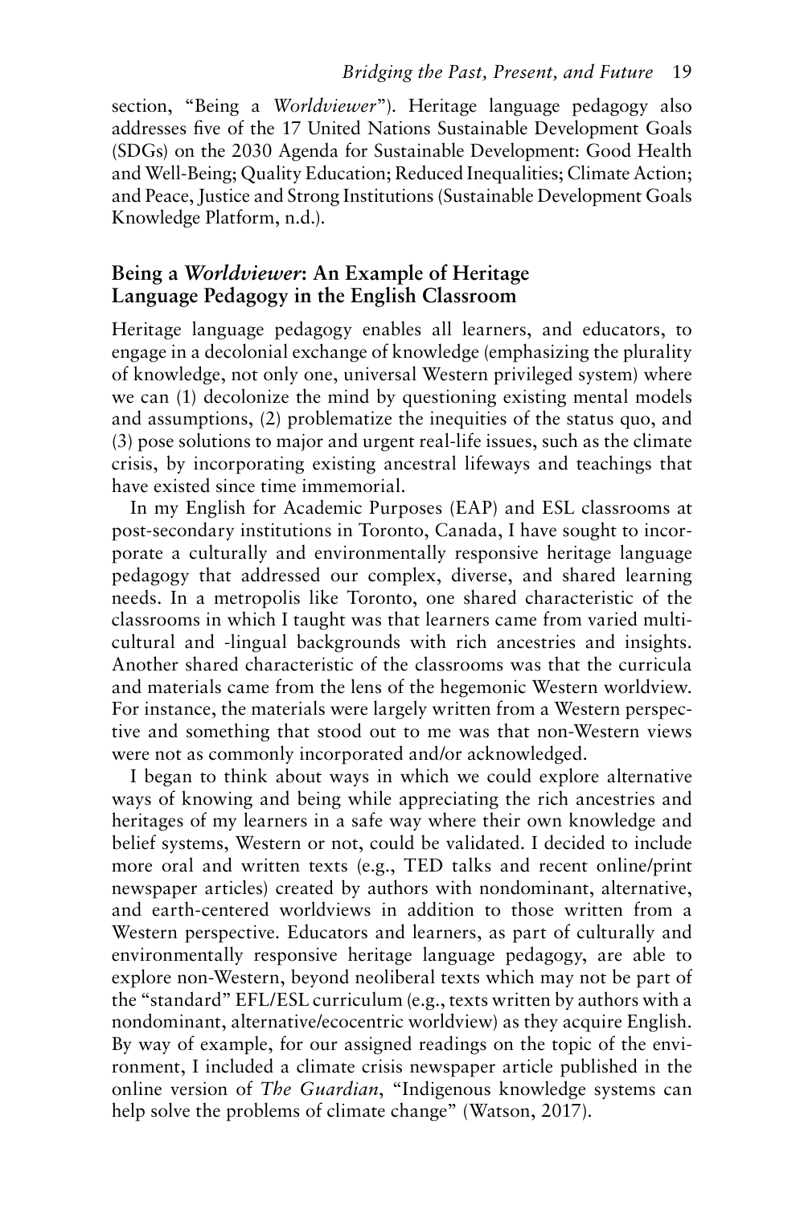section, "Being a *Worldviewer*"). Heritage language pedagogy also addresses five of the 17 United Nations Sustainable Development Goals (SDGs) on the 2030 Agenda for Sustainable Development: Good Health and Well-Being; Quality Education; Reduced Inequalities; Climate Action; and Peace, Justice and Strong Institutions (Sustainable Development Goals Knowledge Platform, n.d.).

## Being a *Worldviewer*: An Example of Heritage Language Pedagogy in the English Classroom

Heritage language pedagogy enables all learners, and educators, to engage in a decolonial exchange of knowledge (emphasizing the plurality of knowledge, not only one, universal Western privileged system) where we can (1) decolonize the mind by questioning existing mental models and assumptions, (2) problematize the inequities of the status quo, and (3) pose solutions to major and urgent real-life issues, such as the climate crisis, by incorporating existing ancestral lifeways and teachings that have existed since time immemorial.

In my English for Academic Purposes (EAP) and ESL classrooms at post-secondary institutions in Toronto, Canada, I have sought to incorporate a culturally and environmentally responsive heritage language pedagogy that addressed our complex, diverse, and shared learning needs. In a metropolis like Toronto, one shared characteristic of the classrooms in which I taught was that learners came from varied multicultural and -lingual backgrounds with rich ancestries and insights. Another shared characteristic of the classrooms was that the curricula and materials came from the lens of the hegemonic Western worldview. For instance, the materials were largely written from a Western perspective and something that stood out to me was that non-Western views were not as commonly incorporated and/or acknowledged.

I began to think about ways in which we could explore alternative ways of knowing and being while appreciating the rich ancestries and heritages of my learners in a safe way where their own knowledge and belief systems, Western or not, could be validated. I decided to include more oral and written texts (e.g., TED talks and recent online/print newspaper articles) created by authors with nondominant, alternative, and earth-centered worldviews in addition to those written from a Western perspective. Educators and learners, as part of culturally and environmentally responsive heritage language pedagogy, are able to explore non-Western, beyond neoliberal texts which may not be part of the "standard" EFL/ESL curriculum (e.g., texts written by authors with a nondominant, alternative/ecocentric worldview) as they acquire English. By way of example, for our assigned readings on the topic of the environment, I included a climate crisis newspaper article published in the online version of *The Guardian*, "Indigenous knowledge systems can help solve the problems of climate change" (Watson, 2017).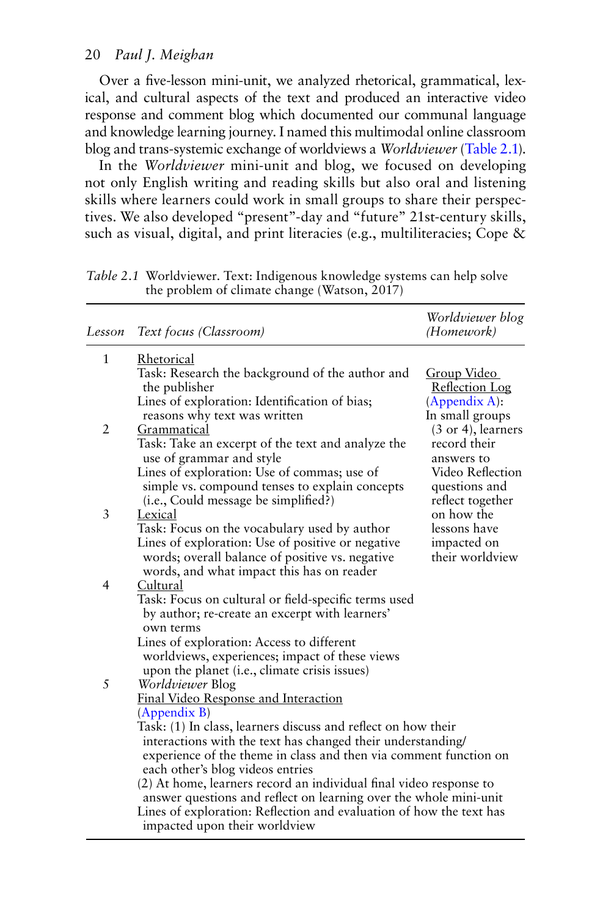Over a five-lesson mini-unit, we analyzed rhetorical, grammatical, lexical, and cultural aspects of the text and produced an interactive video response and comment blog which documented our communal language and knowledge learning journey. I named this multimodal online classroom blog and trans-systemic exchange of worldviews a *Worldviewer* (Table 2.1).

In the *Worldviewer* mini-unit and blog, we focused on developing not only English writing and reading skills but also oral and listening skills where learners could work in small groups to share their perspectives. We also developed "present"-day and "future" 21st-century skills, such as visual, digital, and print literacies (e.g., multiliteracies; Cope &

*Table 2.1* Worldviewer. Text: Indigenous knowledge systems can help solve the problem of climate change (Watson, 2017)

| *Lesson* | *Text focus (Classroom)* | *Worldviewer blog (Homework)* |
|---|---|---|
| 1 | Rhetorical<br>Task: Research the background of the author and the publisher<br>Lines of exploration: Identification of bias; reasons why text was written | Group Video Reflection Log (Appendix A): In small groups (3 or 4), learners record their answers to Video Reflection questions and reflect together on how the lessons have impacted on their worldview |
| 2 | Grammatical<br>Task: Take an excerpt of the text and analyze the use of grammar and style<br>Lines of exploration: Use of commas; use of simple vs. compound tenses to explain concepts (i.e., Could message be simplified?) | |
| 3 | Lexical<br>Task: Focus on the vocabulary used by author<br>Lines of exploration: Use of positive or negative words; overall balance of positive vs. negative words, and what impact this has on reader | |
| 4 | Cultural<br>Task: Focus on cultural or field-specific terms used by author; re-create an excerpt with learners' own terms<br>Lines of exploration: Access to different worldviews, experiences; impact of these views upon the planet (i.e., climate crisis issues) | |
| 5 | *Worldviewer* Blog<br>Final Video Response and Interaction (Appendix B)<br>Task: (1) In class, learners discuss and reflect on how their interactions with the text has changed their understanding/experience of the theme in class and then via comment function on each other's blog videos entries<br>(2) At home, learners record an individual final video response to answer questions and reflect on learning over the whole mini-unit<br>Lines of exploration: Reflection and evaluation of how the text has impacted upon their worldview | |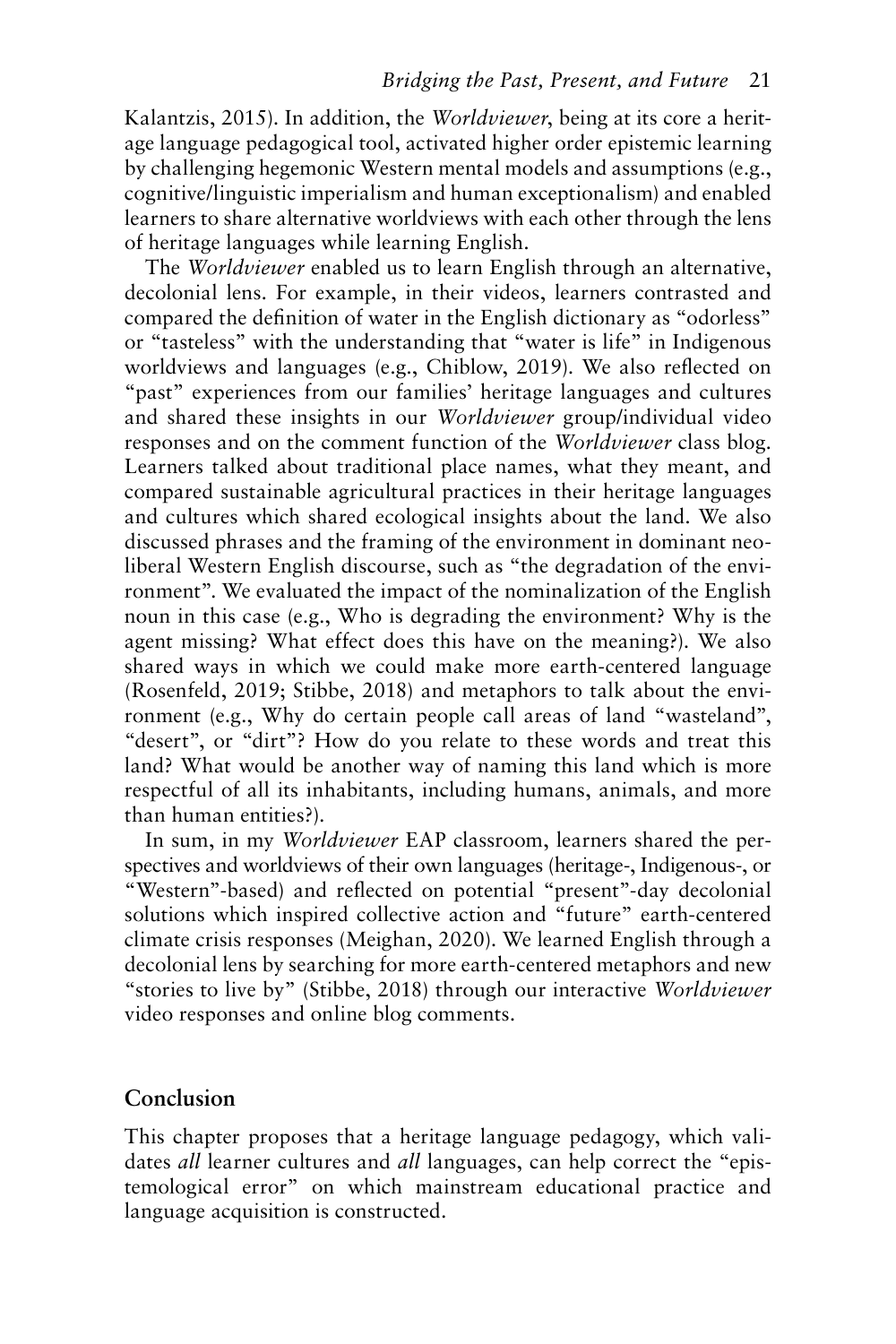Kalantzis, 2015). In addition, the *Worldviewer*, being at its core a heritage language pedagogical tool, activated higher order epistemic learning by challenging hegemonic Western mental models and assumptions (e.g., cognitive/linguistic imperialism and human exceptionalism) and enabled learners to share alternative worldviews with each other through the lens of heritage languages while learning English.

The *Worldviewer* enabled us to learn English through an alternative, decolonial lens. For example, in their videos, learners contrasted and compared the definition of water in the English dictionary as "odorless" or "tasteless" with the understanding that "water is life" in Indigenous worldviews and languages (e.g., Chiblow, 2019). We also reflected on "past" experiences from our families' heritage languages and cultures and shared these insights in our *Worldviewer* group/individual video responses and on the comment function of the *Worldviewer* class blog. Learners talked about traditional place names, what they meant, and compared sustainable agricultural practices in their heritage languages and cultures which shared ecological insights about the land. We also discussed phrases and the framing of the environment in dominant neoliberal Western English discourse, such as "the degradation of the environment". We evaluated the impact of the nominalization of the English noun in this case (e.g., Who is degrading the environment? Why is the agent missing? What effect does this have on the meaning?). We also shared ways in which we could make more earth-centered language (Rosenfeld, 2019; Stibbe, 2018) and metaphors to talk about the environment (e.g., Why do certain people call areas of land "wasteland", "desert", or "dirt"? How do you relate to these words and treat this land? What would be another way of naming this land which is more respectful of all its inhabitants, including humans, animals, and more than human entities?).

In sum, in my *Worldviewer* EAP classroom, learners shared the perspectives and worldviews of their own languages (heritage-, Indigenous-, or "Western"-based) and reflected on potential "present"-day decolonial solutions which inspired collective action and "future" earth-centered climate crisis responses (Meighan, 2020). We learned English through a decolonial lens by searching for more earth-centered metaphors and new "stories to live by" (Stibbe, 2018) through our interactive *Worldviewer* video responses and online blog comments.

## Conclusion

This chapter proposes that a heritage language pedagogy, which validates *all* learner cultures and *all* languages, can help correct the "epistemological error" on which mainstream educational practice and language acquisition is constructed.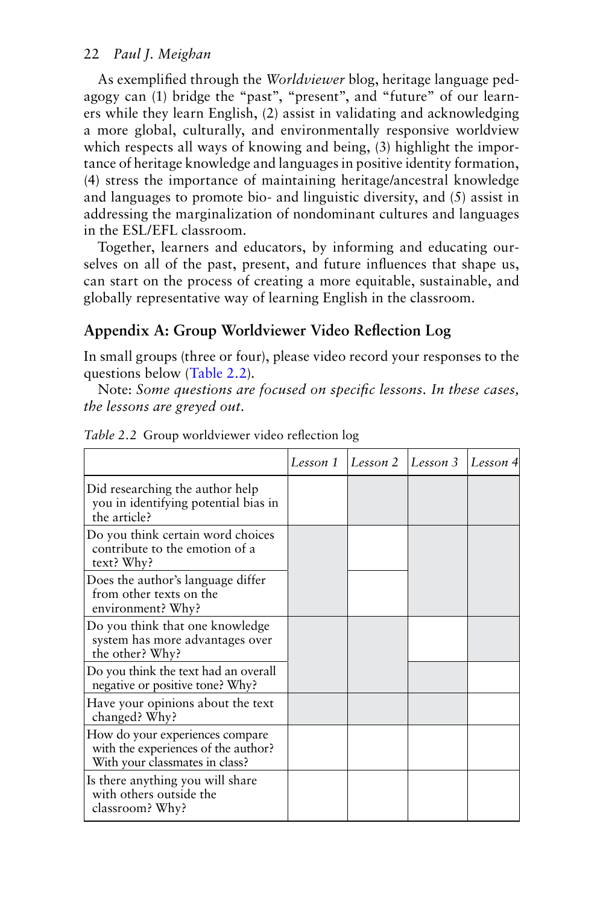As exemplified through the *Worldviewer* blog, heritage language pedagogy can (1) bridge the "past", "present", and "future" of our learners while they learn English, (2) assist in validating and acknowledging a more global, culturally, and environmentally responsive worldview which respects all ways of knowing and being, (3) highlight the importance of heritage knowledge and languages in positive identity formation, (4) stress the importance of maintaining heritage/ancestral knowledge and languages to promote bio- and linguistic diversity, and (5) assist in addressing the marginalization of nondominant cultures and languages in the ESL/EFL classroom.

Together, learners and educators, by informing and educating ourselves on all of the past, present, and future influences that shape us, can start on the process of creating a more equitable, sustainable, and globally representative way of learning English in the classroom.

## Appendix A: Group Worldviewer Video Reflection Log

In small groups (three or four), please video record your responses to the questions below (Table 2.2).

Note: *Some questions are focused on specific lessons. In these cases, the lessons are greyed out.*

*Table 2.2* Group worldviewer video reflection log

| | *Lesson 1* | *Lesson 2* | *Lesson 3* | *Lesson 4* |
|---|---|---|---|---|
| Did researching the author help you in identifying potential bias in the article? | | | | |
| Do you think certain word choices contribute to the emotion of a text? Why? | | | | |
| Does the author's language differ from other texts on the environment? Why? | | | | |
| Do you think that one knowledge system has more advantages over the other? Why? | | | | |
| Do you think the text had an overall negative or positive tone? Why? | | | | |
| Have your opinions about the text changed? Why? | | | | |
| How do your experiences compare with the experiences of the author? With your classmates in class? | | | | |
| Is there anything you will share with others outside the classroom? Why? | | | | |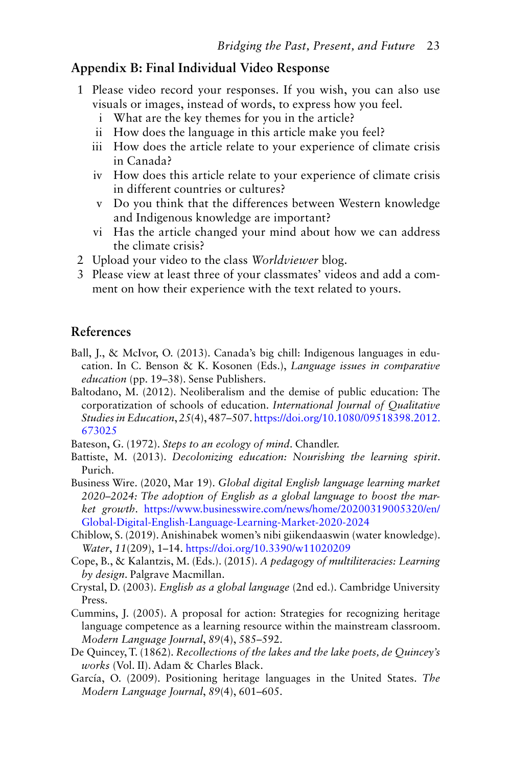## Appendix B: Final Individual Video Response

1. Please video record your responses. If you wish, you can also use visuals or images, instead of words, to express how you feel.
   - i What are the key themes for you in the article?
   - ii How does the language in this article make you feel?
   - iii How does the article relate to your experience of climate crisis in Canada?
   - iv How does this article relate to your experience of climate crisis in different countries or cultures?
   - v Do you think that the differences between Western knowledge and Indigenous knowledge are important?
   - vi Has the article changed your mind about how we can address the climate crisis?
2. Upload your video to the class *Worldviewer* blog.
3. Please view at least three of your classmates' videos and add a comment on how their experience with the text related to yours.

## References

Ball, J., & McIvor, O. (2013). Canada's big chill: Indigenous languages in education. In C. Benson & K. Kosonen (Eds.), *Language issues in comparative education* (pp. 19–38). Sense Publishers.

Baltodano, M. (2012). Neoliberalism and the demise of public education: The corporatization of schools of education. *International Journal of Qualitative Studies in Education*, *25*(4), 487–507. https://doi.org/10.1080/09518398.2012.673025

Bateson, G. (1972). *Steps to an ecology of mind*. Chandler.

Battiste, M. (2013). *Decolonizing education: Nourishing the learning spirit*. Purich.

Business Wire. (2020, Mar 19). *Global digital English language learning market 2020–2024: The adoption of English as a global language to boost the market growth*. https://www.businesswire.com/news/home/20200319005320/en/Global-Digital-English-Language-Learning-Market-2020-2024

Chiblow, S. (2019). Anishinabek women's nibi giikendaaswin (water knowledge). *Water*, *11*(209), 1–14. https://doi.org/10.3390/w11020209

Cope, B., & Kalantzis, M. (Eds.). (2015). *A pedagogy of multiliteracies: Learning by design*. Palgrave Macmillan.

Crystal, D. (2003). *English as a global language* (2nd ed.). Cambridge University Press.

Cummins, J. (2005). A proposal for action: Strategies for recognizing heritage language competence as a learning resource within the mainstream classroom. *Modern Language Journal*, *89*(4), 585–592.

De Quincey, T. (1862). *Recollections of the lakes and the lake poets, de Quincey's works* (Vol. II). Adam & Charles Black.

García, O. (2009). Positioning heritage languages in the United States. *The Modern Language Journal*, *89*(4), 601–605.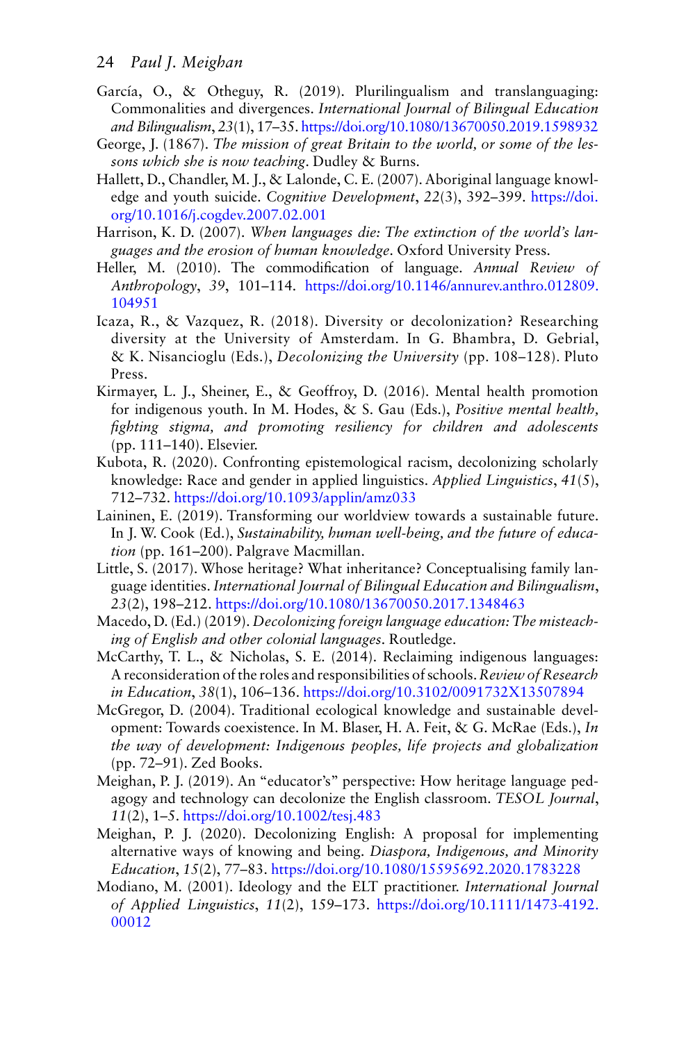García, O., & Otheguy, R. (2019). Plurilingualism and translanguaging: Commonalities and divergences. *International Journal of Bilingual Education and Bilingualism*, *23*(1), 17–35. https://doi.org/10.1080/13670050.2019.1598932

George, J. (1867). *The mission of great Britain to the world, or some of the lessons which she is now teaching*. Dudley & Burns.

Hallett, D., Chandler, M. J., & Lalonde, C. E. (2007). Aboriginal language knowledge and youth suicide. *Cognitive Development*, *22*(3), 392–399. https://doi.org/10.1016/j.cogdev.2007.02.001

Harrison, K. D. (2007). *When languages die: The extinction of the world's languages and the erosion of human knowledge*. Oxford University Press.

Heller, M. (2010). The commodification of language. *Annual Review of Anthropology*, *39*, 101–114. https://doi.org/10.1146/annurev.anthro.012809.104951

Icaza, R., & Vazquez, R. (2018). Diversity or decolonization? Researching diversity at the University of Amsterdam. In G. Bhambra, D. Gebrial, & K. Nisancioglu (Eds.), *Decolonizing the University* (pp. 108–128). Pluto Press.

Kirmayer, L. J., Sheiner, E., & Geoffroy, D. (2016). Mental health promotion for indigenous youth. In M. Hodes, & S. Gau (Eds.), *Positive mental health, fighting stigma, and promoting resiliency for children and adolescents* (pp. 111–140). Elsevier.

Kubota, R. (2020). Confronting epistemological racism, decolonizing scholarly knowledge: Race and gender in applied linguistics. *Applied Linguistics*, *41*(5), 712–732. https://doi.org/10.1093/applin/amz033

Laininen, E. (2019). Transforming our worldview towards a sustainable future. In J. W. Cook (Ed.), *Sustainability, human well-being, and the future of education* (pp. 161–200). Palgrave Macmillan.

Little, S. (2017). Whose heritage? What inheritance? Conceptualising family language identities. *International Journal of Bilingual Education and Bilingualism*, *23*(2), 198–212. https://doi.org/10.1080/13670050.2017.1348463

Macedo, D. (Ed.) (2019). *Decolonizing foreign language education: The misteaching of English and other colonial languages*. Routledge.

McCarthy, T. L., & Nicholas, S. E. (2014). Reclaiming indigenous languages: A reconsideration of the roles and responsibilities of schools. *Review of Research in Education*, *38*(1), 106–136. https://doi.org/10.3102/0091732X13507894

McGregor, D. (2004). Traditional ecological knowledge and sustainable development: Towards coexistence. In M. Blaser, H. A. Feit, & G. McRae (Eds.), *In the way of development: Indigenous peoples, life projects and globalization* (pp. 72–91). Zed Books.

Meighan, P. J. (2019). An "educator's" perspective: How heritage language pedagogy and technology can decolonize the English classroom. *TESOL Journal*, *11*(2), 1–5. https://doi.org/10.1002/tesj.483

Meighan, P. J. (2020). Decolonizing English: A proposal for implementing alternative ways of knowing and being. *Diaspora, Indigenous, and Minority Education*, *15*(2), 77–83. https://doi.org/10.1080/15595692.2020.1783228

Modiano, M. (2001). Ideology and the ELT practitioner. *International Journal of Applied Linguistics*, *11*(2), 159–173. https://doi.org/10.1111/1473-4192.00012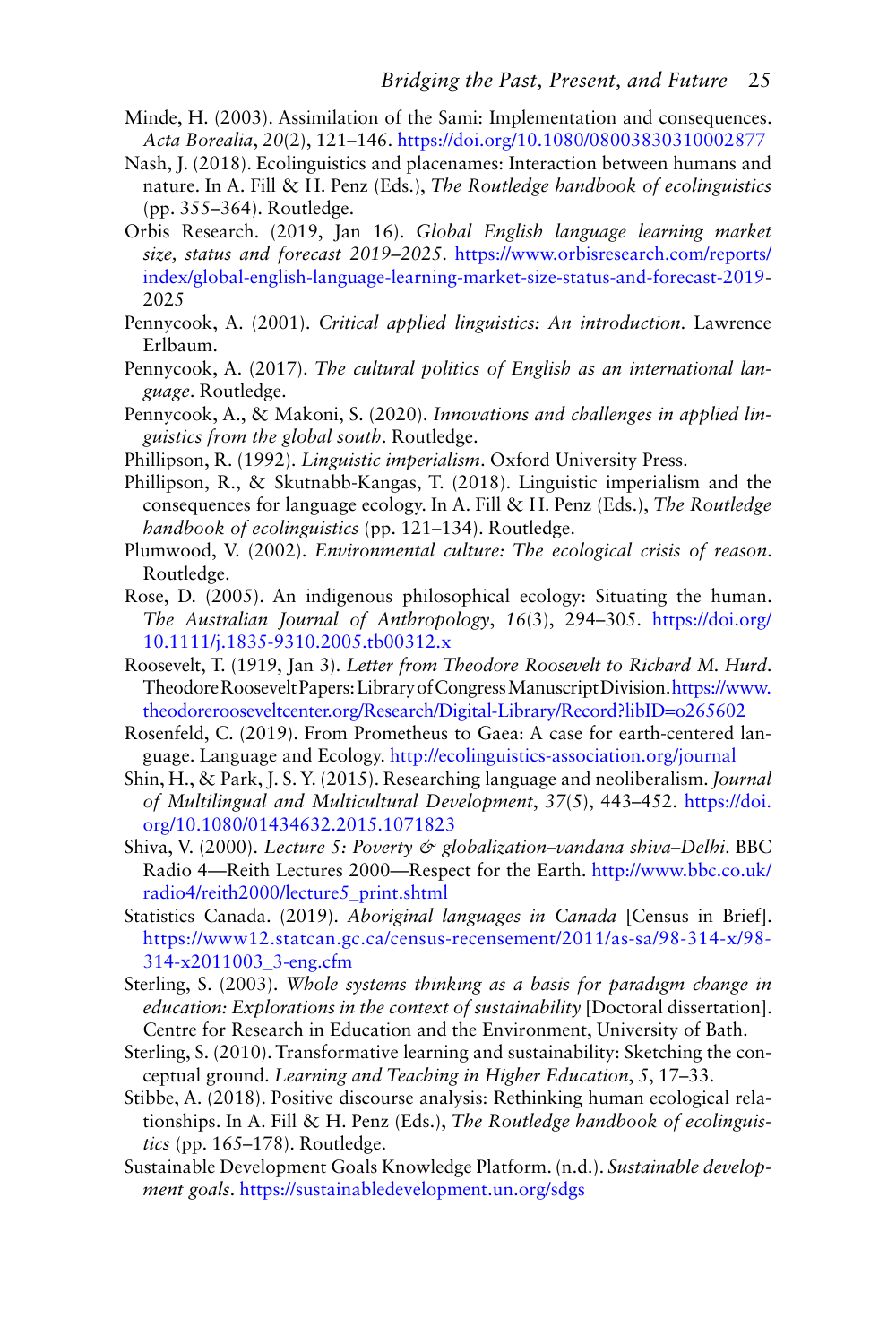Minde, H. (2003). Assimilation of the Sami: Implementation and consequences. *Acta Borealia*, *20*(2), 121–146. https://doi.org/10.1080/08003830310002877

Nash, J. (2018). Ecolinguistics and placenames: Interaction between humans and nature. In A. Fill & H. Penz (Eds.), *The Routledge handbook of ecolinguistics* (pp. 355–364). Routledge.

Orbis Research. (2019, Jan 16). *Global English language learning market size, status and forecast 2019–2025*. https://www.orbisresearch.com/reports/index/global-english-language-learning-market-size-status-and-forecast-2019-2025

Pennycook, A. (2001). *Critical applied linguistics: An introduction*. Lawrence Erlbaum.

Pennycook, A. (2017). *The cultural politics of English as an international language*. Routledge.

Pennycook, A., & Makoni, S. (2020). *Innovations and challenges in applied linguistics from the global south*. Routledge.

Phillipson, R. (1992). *Linguistic imperialism*. Oxford University Press.

Phillipson, R., & Skutnabb-Kangas, T. (2018). Linguistic imperialism and the consequences for language ecology. In A. Fill & H. Penz (Eds.), *The Routledge handbook of ecolinguistics* (pp. 121–134). Routledge.

Plumwood, V. (2002). *Environmental culture: The ecological crisis of reason*. Routledge.

Rose, D. (2005). An indigenous philosophical ecology: Situating the human. *The Australian Journal of Anthropology*, *16*(3), 294–305. https://doi.org/10.1111/j.1835-9310.2005.tb00312.x

Roosevelt, T. (1919, Jan 3). *Letter from Theodore Roosevelt to Richard M. Hurd*. Theodore Roosevelt Papers: Library of Congress Manuscript Division. https://www.theodorerooseveltcenter.org/Research/Digital-Library/Record?libID=o265602

Rosenfeld, C. (2019). From Prometheus to Gaea: A case for earth-centered language. Language and Ecology. http://ecolinguistics-association.org/journal

Shin, H., & Park, J. S. Y. (2015). Researching language and neoliberalism. *Journal of Multilingual and Multicultural Development*, *37*(5), 443–452. https://doi.org/10.1080/01434632.2015.1071823

Shiva, V. (2000). *Lecture 5: Poverty & globalization–vandana shiva–Delhi*. BBC Radio 4—Reith Lectures 2000—Respect for the Earth. http://www.bbc.co.uk/radio4/reith2000/lecture5_print.shtml

Statistics Canada. (2019). *Aboriginal languages in Canada* [Census in Brief]. https://www12.statcan.gc.ca/census-recensement/2011/as-sa/98-314-x/98-314-x2011003_3-eng.cfm

Sterling, S. (2003). *Whole systems thinking as a basis for paradigm change in education: Explorations in the context of sustainability* [Doctoral dissertation]. Centre for Research in Education and the Environment, University of Bath.

Sterling, S. (2010). Transformative learning and sustainability: Sketching the conceptual ground. *Learning and Teaching in Higher Education*, *5*, 17–33.

Stibbe, A. (2018). Positive discourse analysis: Rethinking human ecological relationships. In A. Fill & H. Penz (Eds.), *The Routledge handbook of ecolinguistics* (pp. 165–178). Routledge.

Sustainable Development Goals Knowledge Platform. (n.d.). *Sustainable development goals*. https://sustainabledevelopment.un.org/sdgs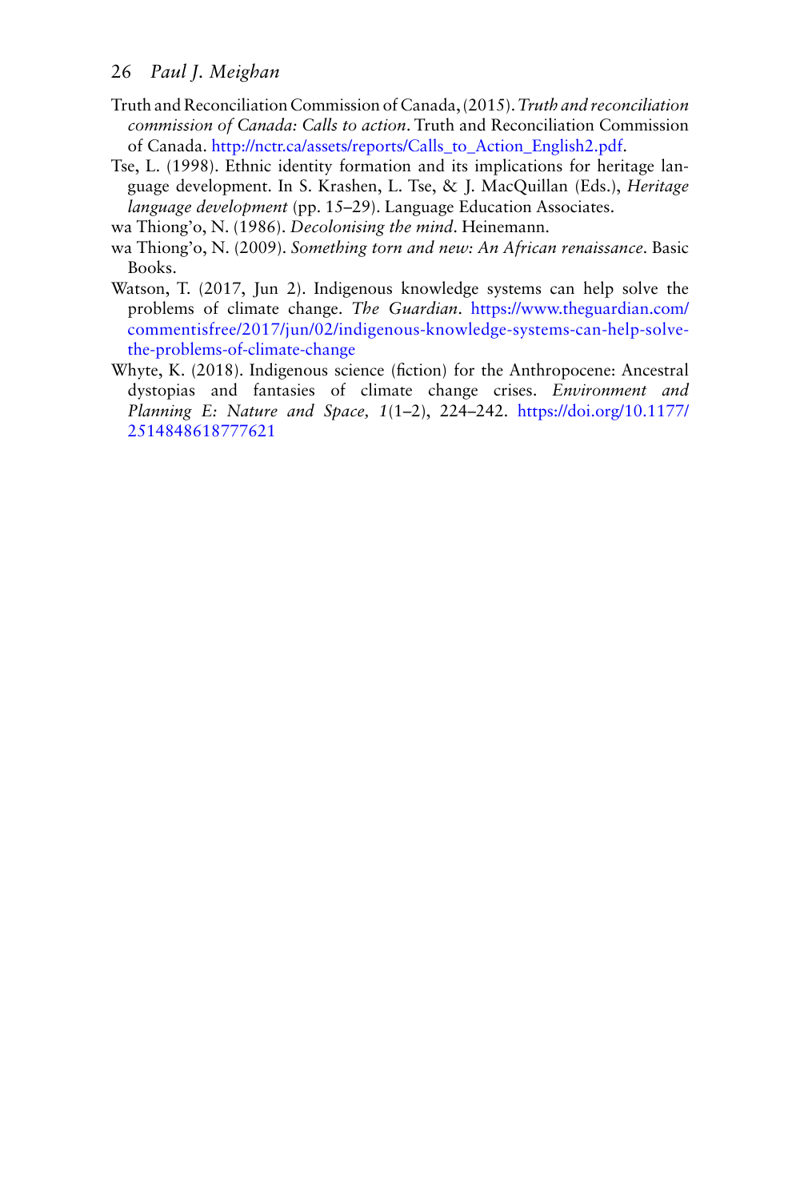Truth and Reconciliation Commission of Canada, (2015). *Truth and reconciliation commission of Canada: Calls to action*. Truth and Reconciliation Commission of Canada. http://nctr.ca/assets/reports/Calls_to_Action_English2.pdf.

Tse, L. (1998). Ethnic identity formation and its implications for heritage language development. In S. Krashen, L. Tse, & J. MacQuillan (Eds.), *Heritage language development* (pp. 15–29). Language Education Associates.

wa Thiong'o, N. (1986). *Decolonising the mind*. Heinemann.

wa Thiong'o, N. (2009). *Something torn and new: An African renaissance*. Basic Books.

Watson, T. (2017, Jun 2). Indigenous knowledge systems can help solve the problems of climate change. *The Guardian*. https://www.theguardian.com/commentisfree/2017/jun/02/indigenous-knowledge-systems-can-help-solve-the-problems-of-climate-change

Whyte, K. (2018). Indigenous science (fiction) for the Anthropocene: Ancestral dystopias and fantasies of climate change crises. *Environment and Planning E: Nature and Space, 1*(1–2), 224–242. https://doi.org/10.1177/2514848618777621